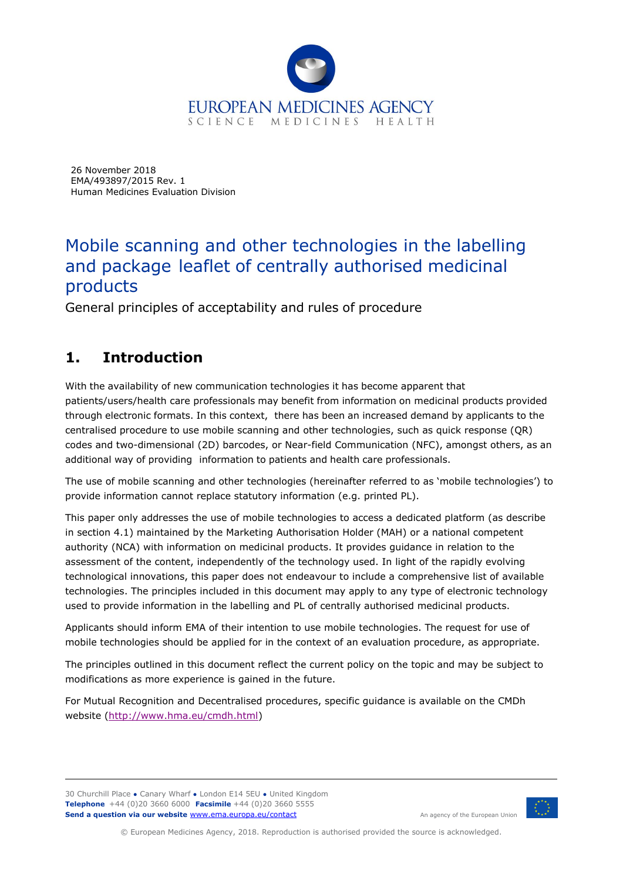26 November 2018
EMA/493897/2015 Rev. 1
Human Medicines Evaluation Division

# Mobile scanning and other technologies in the labelling and package leaflet of centrally authorised medicinal products

General principles of acceptability and rules of procedure

## 1. Introduction

With the availability of new communication technologies it has become apparent that patients/users/health care professionals may benefit from information on medicinal products provided through electronic formats. In this context, there has been an increased demand by applicants to the centralised procedure to use mobile scanning and other technologies, such as quick response (QR) codes and two-dimensional (2D) barcodes, or Near-field Communication (NFC), amongst others, as an additional way of providing information to patients and health care professionals.

The use of mobile scanning and other technologies (hereinafter referred to as 'mobile technologies') to provide information cannot replace statutory information (e.g. printed PL).

This paper only addresses the use of mobile technologies to access a dedicated platform (as describe in section 4.1) maintained by the Marketing Authorisation Holder (MAH) or a national competent authority (NCA) with information on medicinal products. It provides guidance in relation to the assessment of the content, independently of the technology used. In light of the rapidly evolving technological innovations, this paper does not endeavour to include a comprehensive list of available technologies. The principles included in this document may apply to any type of electronic technology used to provide information in the labelling and PL of centrally authorised medicinal products.

Applicants should inform EMA of their intention to use mobile technologies. The request for use of mobile technologies should be applied for in the context of an evaluation procedure, as appropriate.

The principles outlined in this document reflect the current policy on the topic and may be subject to modifications as more experience is gained in the future.

For Mutual Recognition and Decentralised procedures, specific guidance is available on the CMDh website (http://www.hma.eu/cmdh.html)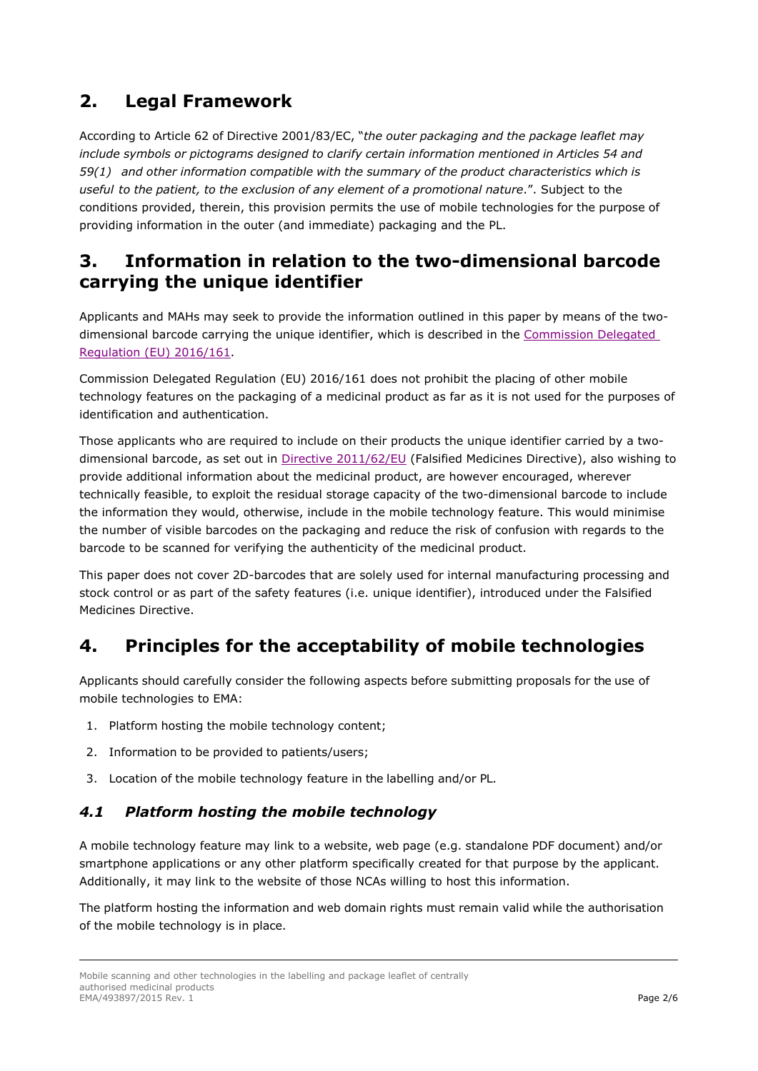## 2. Legal Framework

According to Article 62 of Directive 2001/83/EC, "*the outer packaging and the package leaflet may include symbols or pictograms designed to clarify certain information mentioned in Articles 54 and 59(1) and other information compatible with the summary of the product characteristics which is useful to the patient, to the exclusion of any element of a promotional nature*.". Subject to the conditions provided, therein, this provision permits the use of mobile technologies for the purpose of providing information in the outer (and immediate) packaging and the PL.

## 3. Information in relation to the two-dimensional barcode carrying the unique identifier

Applicants and MAHs may seek to provide the information outlined in this paper by means of the two-dimensional barcode carrying the unique identifier, which is described in the Commission Delegated Regulation (EU) 2016/161.

Commission Delegated Regulation (EU) 2016/161 does not prohibit the placing of other mobile technology features on the packaging of a medicinal product as far as it is not used for the purposes of identification and authentication.

Those applicants who are required to include on their products the unique identifier carried by a two-dimensional barcode, as set out in Directive 2011/62/EU (Falsified Medicines Directive), also wishing to provide additional information about the medicinal product, are however encouraged, wherever technically feasible, to exploit the residual storage capacity of the two-dimensional barcode to include the information they would, otherwise, include in the mobile technology feature. This would minimise the number of visible barcodes on the packaging and reduce the risk of confusion with regards to the barcode to be scanned for verifying the authenticity of the medicinal product.

This paper does not cover 2D-barcodes that are solely used for internal manufacturing processing and stock control or as part of the safety features (i.e. unique identifier), introduced under the Falsified Medicines Directive.

## 4. Principles for the acceptability of mobile technologies

Applicants should carefully consider the following aspects before submitting proposals for the use of mobile technologies to EMA:

1. Platform hosting the mobile technology content;
2. Information to be provided to patients/users;
3. Location of the mobile technology feature in the labelling and/or PL.

### *4.1 Platform hosting the mobile technology*

A mobile technology feature may link to a website, web page (e.g. standalone PDF document) and/or smartphone applications or any other platform specifically created for that purpose by the applicant. Additionally, it may link to the website of those NCAs willing to host this information.

The platform hosting the information and web domain rights must remain valid while the authorisation of the mobile technology is in place.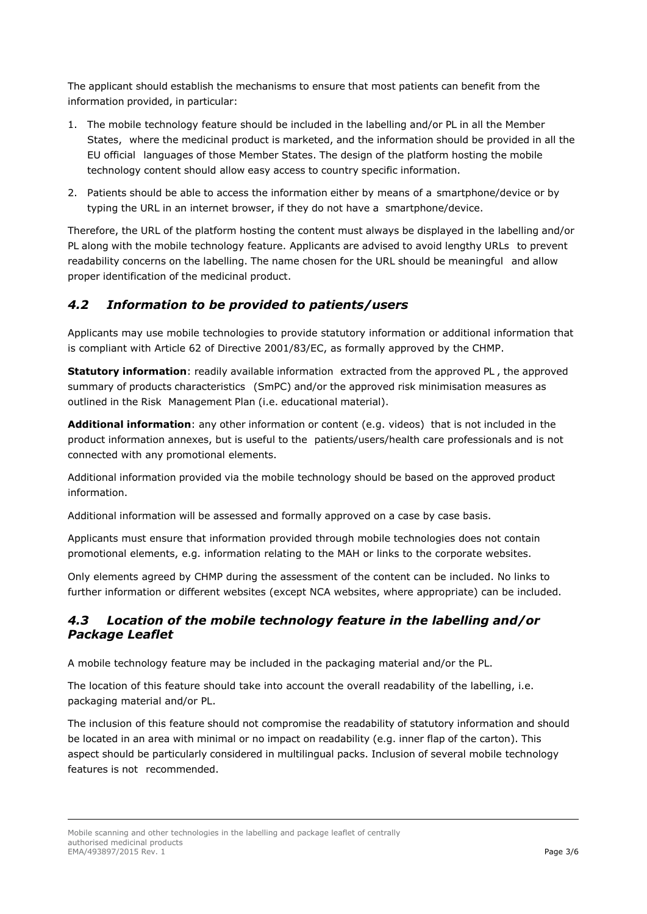The applicant should establish the mechanisms to ensure that most patients can benefit from the information provided, in particular:

1. The mobile technology feature should be included in the labelling and/or PL in all the Member States, where the medicinal product is marketed, and the information should be provided in all the EU official languages of those Member States. The design of the platform hosting the mobile technology content should allow easy access to country specific information.
2. Patients should be able to access the information either by means of a smartphone/device or by typing the URL in an internet browser, if they do not have a smartphone/device.

Therefore, the URL of the platform hosting the content must always be displayed in the labelling and/or PL along with the mobile technology feature. Applicants are advised to avoid lengthy URLs to prevent readability concerns on the labelling. The name chosen for the URL should be meaningful and allow proper identification of the medicinal product.

### *4.2 Information to be provided to patients/users*

Applicants may use mobile technologies to provide statutory information or additional information that is compliant with Article 62 of Directive 2001/83/EC, as formally approved by the CHMP.

**Statutory information**: readily available information extracted from the approved PL , the approved summary of products characteristics (SmPC) and/or the approved risk minimisation measures as outlined in the Risk Management Plan (i.e. educational material).

**Additional information**: any other information or content (e.g. videos) that is not included in the product information annexes, but is useful to the patients/users/health care professionals and is not connected with any promotional elements.

Additional information provided via the mobile technology should be based on the approved product information.

Additional information will be assessed and formally approved on a case by case basis.

Applicants must ensure that information provided through mobile technologies does not contain promotional elements, e.g. information relating to the MAH or links to the corporate websites.

Only elements agreed by CHMP during the assessment of the content can be included. No links to further information or different websites (except NCA websites, where appropriate) can be included.

### *4.3 Location of the mobile technology feature in the labelling and/or Package Leaflet*

A mobile technology feature may be included in the packaging material and/or the PL.

The location of this feature should take into account the overall readability of the labelling, i.e. packaging material and/or PL.

The inclusion of this feature should not compromise the readability of statutory information and should be located in an area with minimal or no impact on readability (e.g. inner flap of the carton). This aspect should be particularly considered in multilingual packs. Inclusion of several mobile technology features is not recommended.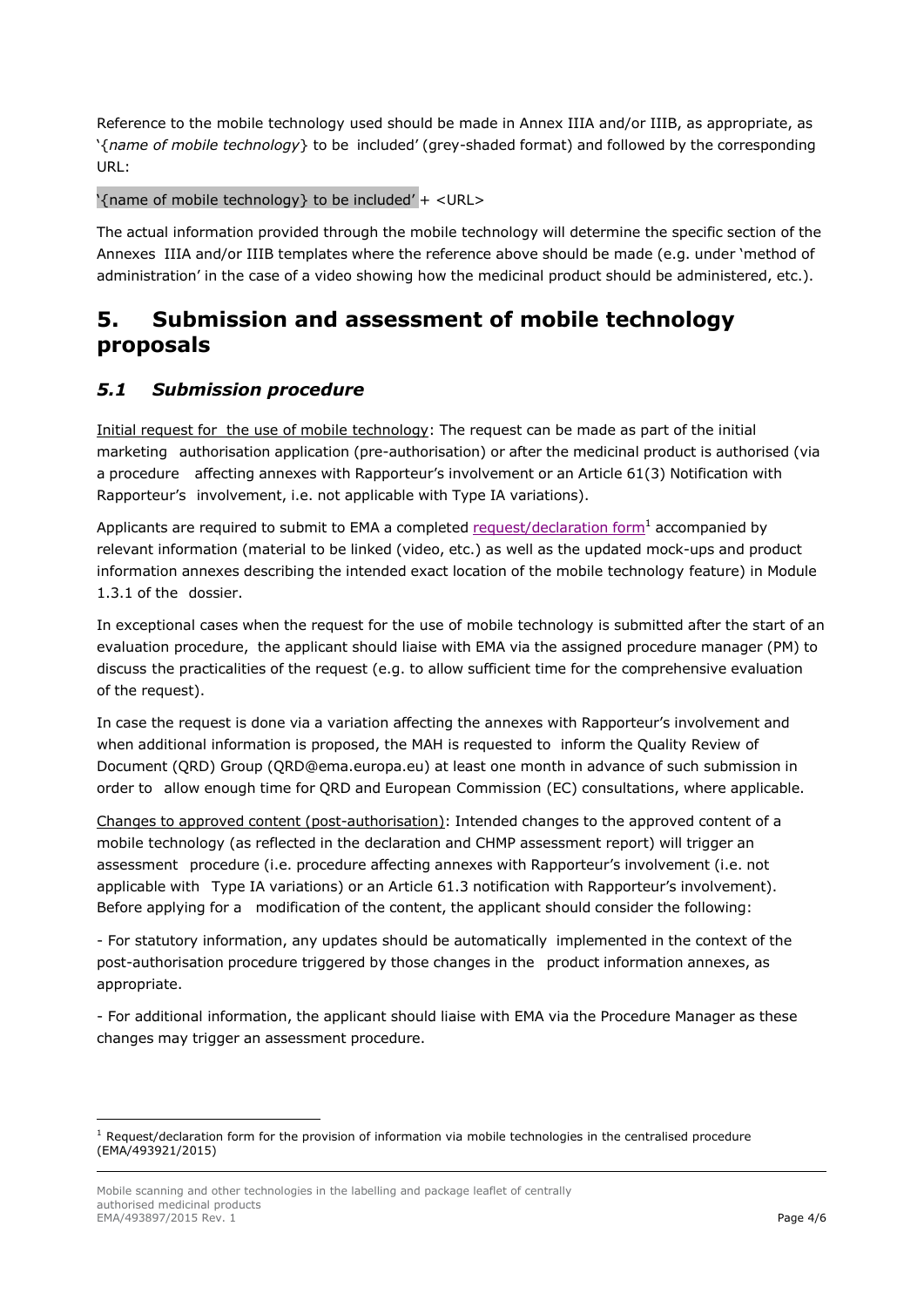Reference to the mobile technology used should be made in Annex IIIA and/or IIIB, as appropriate, as '{*name of mobile technology*} to be included' (grey-shaded format) and followed by the corresponding URL:

'{name of mobile technology} to be included' + <URL>

The actual information provided through the mobile technology will determine the specific section of the Annexes IIIA and/or IIIB templates where the reference above should be made (e.g. under 'method of administration' in the case of a video showing how the medicinal product should be administered, etc.).

# 5. Submission and assessment of mobile technology proposals

## *5.1 Submission procedure*

Initial request for the use of mobile technology: The request can be made as part of the initial marketing authorisation application (pre-authorisation) or after the medicinal product is authorised (via a procedure affecting annexes with Rapporteur's involvement or an Article 61(3) Notification with Rapporteur's involvement, i.e. not applicable with Type IA variations).

Applicants are required to submit to EMA a completed request/declaration form[1] accompanied by relevant information (material to be linked (video, etc.) as well as the updated mock-ups and product information annexes describing the intended exact location of the mobile technology feature) in Module 1.3.1 of the dossier.

In exceptional cases when the request for the use of mobile technology is submitted after the start of an evaluation procedure, the applicant should liaise with EMA via the assigned procedure manager (PM) to discuss the practicalities of the request (e.g. to allow sufficient time for the comprehensive evaluation of the request).

In case the request is done via a variation affecting the annexes with Rapporteur's involvement and when additional information is proposed, the MAH is requested to inform the Quality Review of Document (QRD) Group (QRD@ema.europa.eu) at least one month in advance of such submission in order to allow enough time for QRD and European Commission (EC) consultations, where applicable.

Changes to approved content (post-authorisation): Intended changes to the approved content of a mobile technology (as reflected in the declaration and CHMP assessment report) will trigger an assessment procedure (i.e. procedure affecting annexes with Rapporteur's involvement (i.e. not applicable with Type IA variations) or an Article 61.3 notification with Rapporteur's involvement). Before applying for a modification of the content, the applicant should consider the following:

- For statutory information, any updates should be automatically implemented in the context of the post-authorisation procedure triggered by those changes in the product information annexes, as appropriate.

- For additional information, the applicant should liaise with EMA via the Procedure Manager as these changes may trigger an assessment procedure.

[1] Request/declaration form for the provision of information via mobile technologies in the centralised procedure (EMA/493921/2015)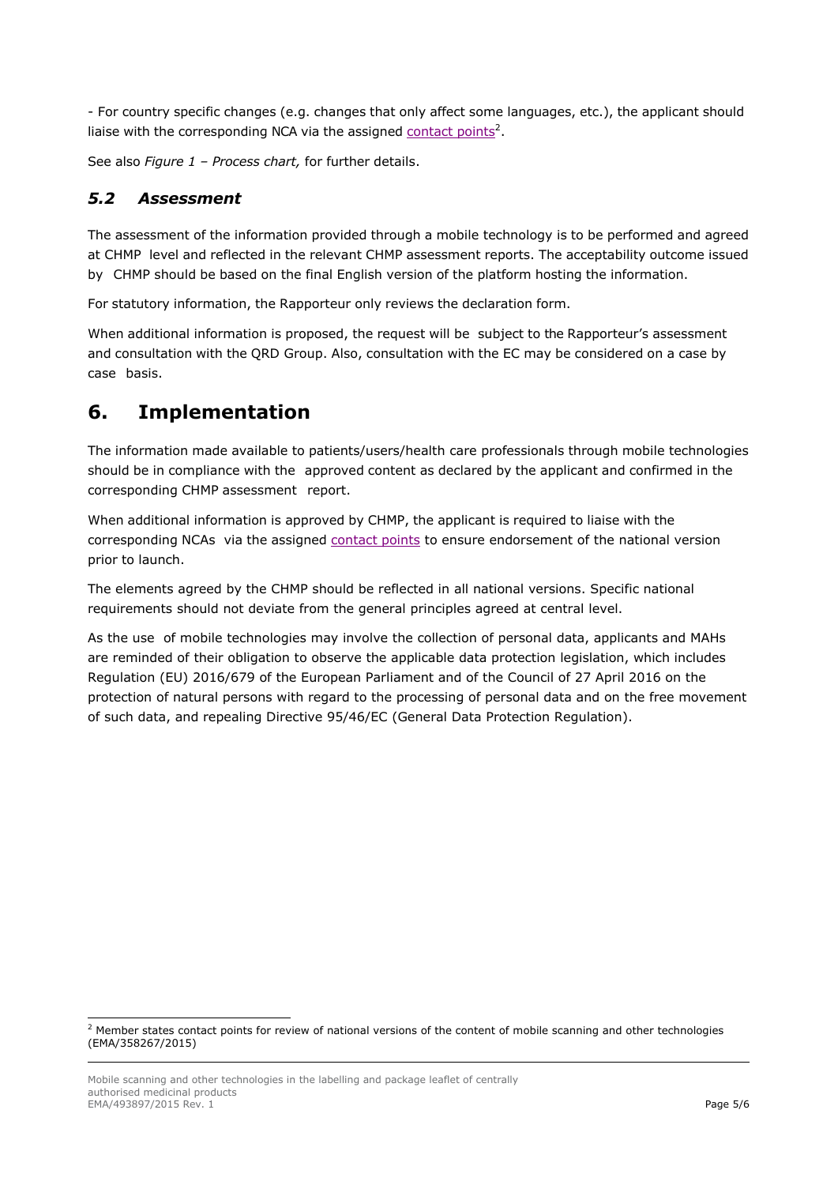- For country specific changes (e.g. changes that only affect some languages, etc.), the applicant should liaise with the corresponding NCA via the assigned contact points[2].

See also *Figure 1 – Process chart,* for further details.

### *5.2 Assessment*

The assessment of the information provided through a mobile technology is to be performed and agreed at CHMP level and reflected in the relevant CHMP assessment reports. The acceptability outcome issued by CHMP should be based on the final English version of the platform hosting the information.

For statutory information, the Rapporteur only reviews the declaration form.

When additional information is proposed, the request will be subject to the Rapporteur's assessment and consultation with the QRD Group. Also, consultation with the EC may be considered on a case by case basis.

## 6. Implementation

The information made available to patients/users/health care professionals through mobile technologies should be in compliance with the approved content as declared by the applicant and confirmed in the corresponding CHMP assessment report.

When additional information is approved by CHMP, the applicant is required to liaise with the corresponding NCAs via the assigned contact points to ensure endorsement of the national version prior to launch.

The elements agreed by the CHMP should be reflected in all national versions. Specific national requirements should not deviate from the general principles agreed at central level.

As the use of mobile technologies may involve the collection of personal data, applicants and MAHs are reminded of their obligation to observe the applicable data protection legislation, which includes Regulation (EU) 2016/679 of the European Parliament and of the Council of 27 April 2016 on the protection of natural persons with regard to the processing of personal data and on the free movement of such data, and repealing Directive 95/46/EC (General Data Protection Regulation).

[2] Member states contact points for review of national versions of the content of mobile scanning and other technologies (EMA/358267/2015)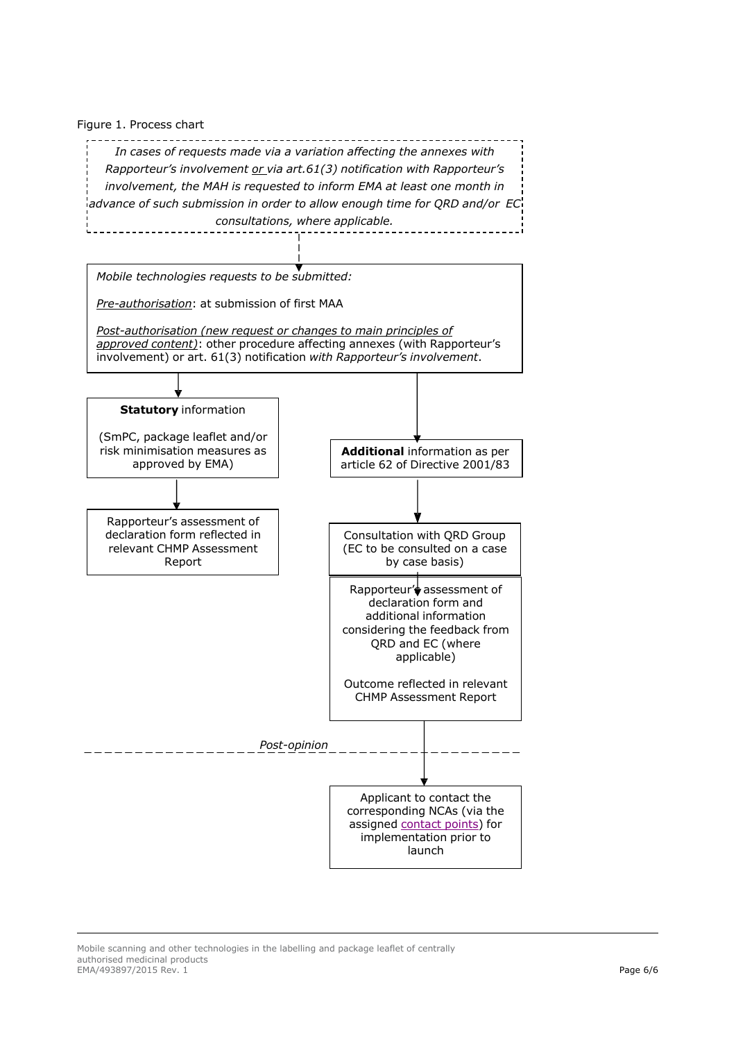Figure 1. Process chart

*In cases of requests made via a variation affecting the annexes with Rapporteur's involvement or via art.61(3) notification with Rapporteur's involvement, the MAH is requested to inform EMA at least one month in advance of such submission in order to allow enough time for QRD and/or EC consultations, where applicable.*

*Mobile technologies requests to be submitted:*

*Pre-authorisation*: at submission of first MAA

*Post-authorisation (new request or changes to main principles of approved content)*: other procedure affecting annexes (with Rapporteur's involvement) or art. 61(3) notification *with Rapporteur's involvement*.

**Statutory** information

(SmPC, package leaflet and/or risk minimisation measures as approved by EMA)

Rapporteur's assessment of declaration form reflected in relevant CHMP Assessment Report

**Additional** information as per article 62 of Directive 2001/83

Consultation with QRD Group (EC to be consulted on a case by case basis)

Rapporteur's assessment of declaration form and additional information considering the feedback from QRD and EC (where applicable)

Outcome reflected in relevant CHMP Assessment Report

*Post-opinion*

Applicant to contact the corresponding NCAs (via the assigned contact points) for implementation prior to launch